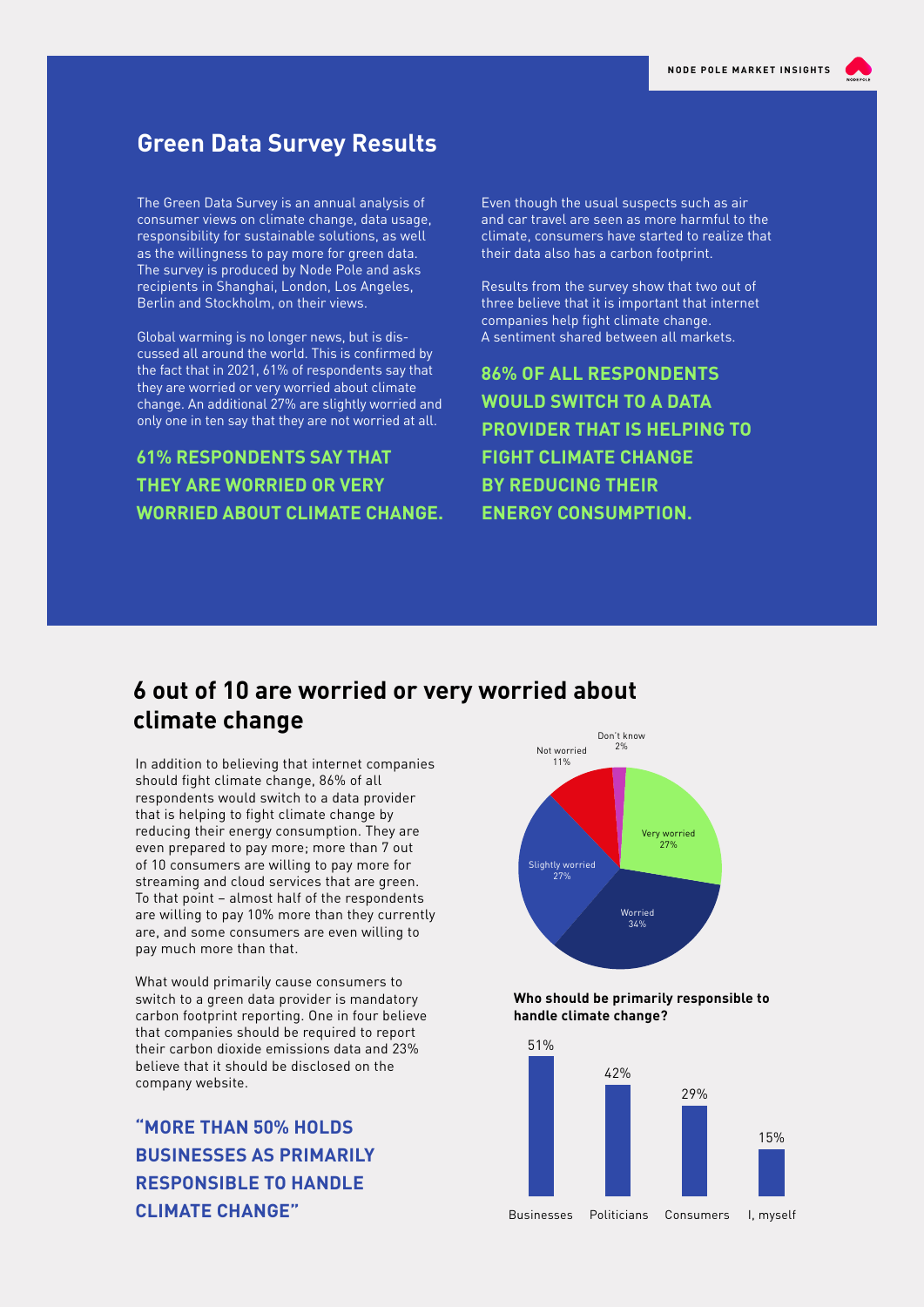# Green Data Survey Results

The Green Data Survey is an annual analysis of consumer views on climate change, data usage, responsibility for sustainable solutions, as well as the willingness to pay more for green data. The survey is produced by Node Pole and asks recipients in Shanghai, London, Los Angeles, Berlin and Stockholm, on their views.

Global warming is no longer news, but is discussed all around the world. This is confirmed by the fact that in 2021, 61% of respondents say that they are worried or very worried about climate change. An additional 27% are slightly worried and only one in ten say that they are not worried at all.

**61% RESPONDENTS SAY THAT THEY ARE WORRIED OR VERY WORRIED ABOUT CLIMATE CHANGE.**

Even though the usual suspects such as air and car travel are seen as more harmful to the climate, consumers have started to realize that their data also has a carbon footprint.

Results from the survey show that two out of three believe that it is important that internet companies help fight climate change. A sentiment shared between all markets.

**86% OF ALL RESPONDENTS WOULD SWITCH TO A DATA PROVIDER THAT IS HELPING TO FIGHT CLIMATE CHANGE BY REDUCING THEIR ENERGY CONSUMPTION.**

## 6 out of 10 are worried or very worried about climate change

In addition to believing that internet companies should fight climate change, 86% of all respondents would switch to a data provider that is helping to fight climate change by reducing their energy consumption. They are even prepared to pay more; more than 7 out of 10 consumers are willing to pay more for streaming and cloud services that are green. To that point – almost half of the respondents are willing to pay 10% more than they currently are, and some consumers are even willing to pay much more than that.

What would primarily cause consumers to switch to a green data provider is mandatory carbon footprint reporting. One in four believe that companies should be required to report their carbon dioxide emissions data and 23% believe that it should be disclosed on the company website.

**"MORE THAN 50% HOLDS BUSINESSES AS PRIMARILY RESPONSIBLE TO HANDLE CLIMATE CHANGE"**

| Response | Share |
|---|---|
| Very worried | 27% |
| Worried | 34% |
| Slightly worried | 27% |
| Not worried | 11% |
| Don't know | 2% |

**Who should be primarily responsible to handle climate change?**

| Businesses | Politicians | Consumers | I, myself |
|---|---|---|---|
| 51% | 42% | 29% | 15% |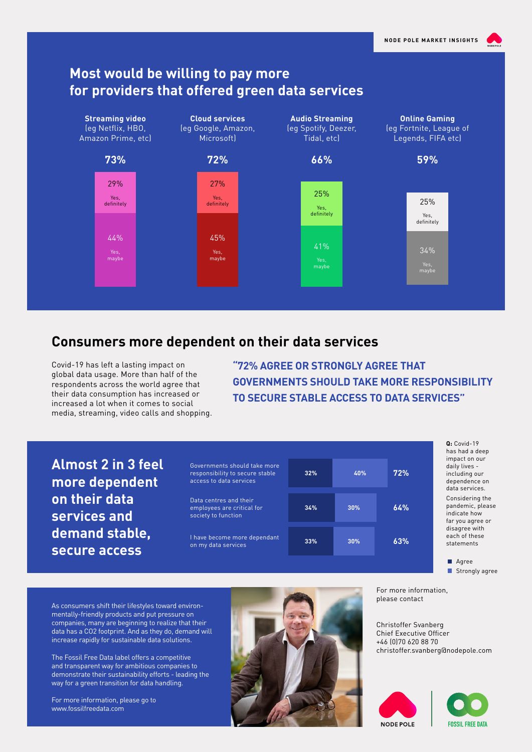## Most would be willing to pay more for providers that offered green data services

**Streaming video** (eg Netflix, HBO, Amazon Prime, etc)

73%

29% Yes, definitely

44% Yes, maybe

**Cloud services** (eg Google, Amazon, Microsoft)

72%

27% Yes, definitely

45% Yes, maybe

**Audio Streaming** (eg Spotify, Deezer, Tidal, etc)

66%

25% Yes, definitely

41% Yes, maybe

**Online Gaming** (eg Fortnite, League of Legends, FIFA etc)

59%

25% Yes, definitely

34% Yes, maybe

## Consumers more dependent on their data services

Covid-19 has left a lasting impact on global data usage. More than half of the respondents across the world agree that their data consumption has increased or increased a lot when it comes to social media, streaming, video calls and shopping.

**"72% AGREE OR STRONGLY AGREE THAT GOVERNMENTS SHOULD TAKE MORE RESPONSIBILITY TO SECURE STABLE ACCESS TO DATA SERVICES"**

## Almost 2 in 3 feel more dependent on their data services and demand stable, secure access

Governments should take more responsibility to secure stable access to data services

32% 40% 72%

Data centres and their employees are critical for society to function

34% 30% 64%

I have become more dependant on my data services

33% 30% 63%

**Q:** Covid-19 has had a deep impact on our daily lives - including our dependence on data services. Considering the pandemic, please indicate how far you agree or disagree with each of these statements

Agree

Strongly agree

As consumers shift their lifestyles toward environmentally-friendly products and put pressure on companies, many are beginning to realize that their data has a $CO_2$ footprint. And as they do, demand will increase rapidly for sustainable data solutions.

The Fossil Free Data label offers a competitive and transparent way for ambitious companies to demonstrate their sustainability efforts - leading the way for a green transition for data handling.

For more information, please go to www.fossilfreedata.com

For more information, please contact

Christoffer Svanberg
Chief Executive Officer
+46 (0)70 620 88 70
christoffer.svanberg@nodepole.com

NODE POLE

FOSSIL FREE DATA